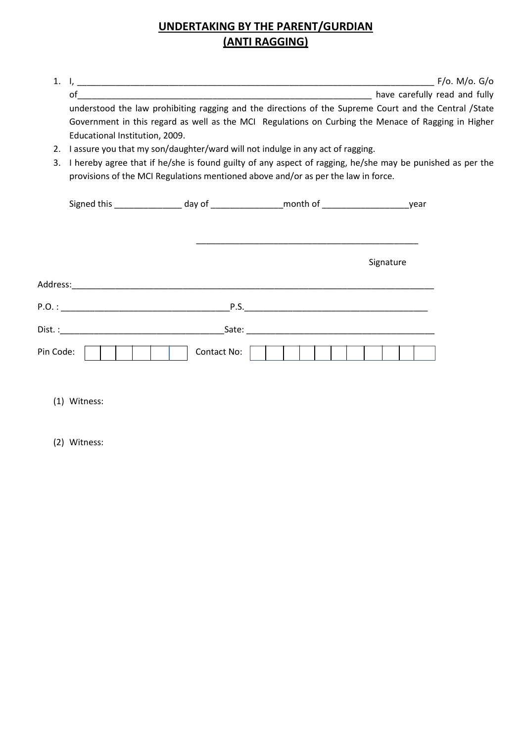# UNDERTAKING BY THE PARENT/GURDIAN (ANTI RAGGING)

1. I, ______________________________________________________________________ F/o. M/o. G/o of____________________________________________________________ have carefully read and fully understood the law prohibiting ragging and the directions of the Supreme Court and the Central /State Government in this regard as well as the MCI Regulations on Curbing the Menace of Ragging in Higher Educational Institution, 2009.
2. I assure you that my son/daughter/ward will not indulge in any act of ragging.
3. I hereby agree that if he/she is found guilty of any aspect of ragging, he/she may be punished as per the provisions of the MCI Regulations mentioned above and/or as per the law in force.

Signed this _____________ day of ______________month of _________________year

_____________________________________________

Signature

Address:___________________________________________________________________________

P.O. : _________________________________P.S.____________________________________

Dist. :________________________________Sate: ______________________________________

Pin Code: | | | | | | | Contact No: | | | | | | | | | | | |

(1) Witness:

(2) Witness: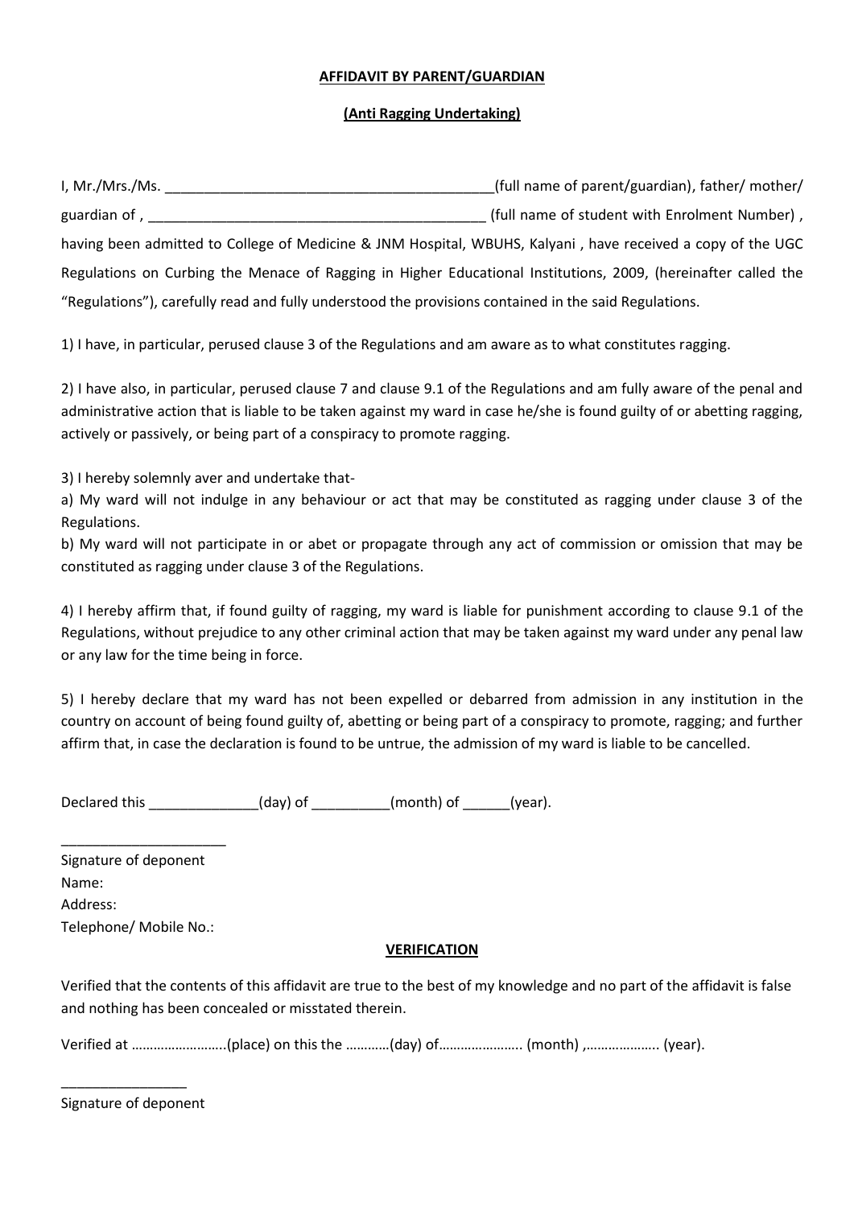**AFFIDAVIT BY PARENT/GUARDIAN**

**(Anti Ragging Undertaking)**

I, Mr./Mrs./Ms. ___________________________________________(full name of parent/guardian), father/ mother/ guardian of , ____________________________________________ (full name of student with Enrolment Number) , having been admitted to College of Medicine & JNM Hospital, WBUHS, Kalyani , have received a copy of the UGC Regulations on Curbing the Menace of Ragging in Higher Educational Institutions, 2009, (hereinafter called the "Regulations"), carefully read and fully understood the provisions contained in the said Regulations.

1) I have, in particular, perused clause 3 of the Regulations and am aware as to what constitutes ragging.

2) I have also, in particular, perused clause 7 and clause 9.1 of the Regulations and am fully aware of the penal and administrative action that is liable to be taken against my ward in case he/she is found guilty of or abetting ragging, actively or passively, or being part of a conspiracy to promote ragging.

3) I hereby solemnly aver and undertake that-
a) My ward will not indulge in any behaviour or act that may be constituted as ragging under clause 3 of the Regulations.
b) My ward will not participate in or abet or propagate through any act of commission or omission that may be constituted as ragging under clause 3 of the Regulations.

4) I hereby affirm that, if found guilty of ragging, my ward is liable for punishment according to clause 9.1 of the Regulations, without prejudice to any other criminal action that may be taken against my ward under any penal law or any law for the time being in force.

5) I hereby declare that my ward has not been expelled or debarred from admission in any institution in the country on account of being found guilty of, abetting or being part of a conspiracy to promote, ragging; and further affirm that, in case the declaration is found to be untrue, the admission of my ward is liable to be cancelled.

Declared this ______________(day) of __________(month) of ______(year).

_____________________
Signature of deponent
Name:
Address:
Telephone/ Mobile No.:

**VERIFICATION**

Verified that the contents of this affidavit are true to the best of my knowledge and no part of the affidavit is false and nothing has been concealed or misstated therein.

Verified at ……………………..(place) on this the …………(day) of………………….. (month) ,……………….. (year).

________________
Signature of deponent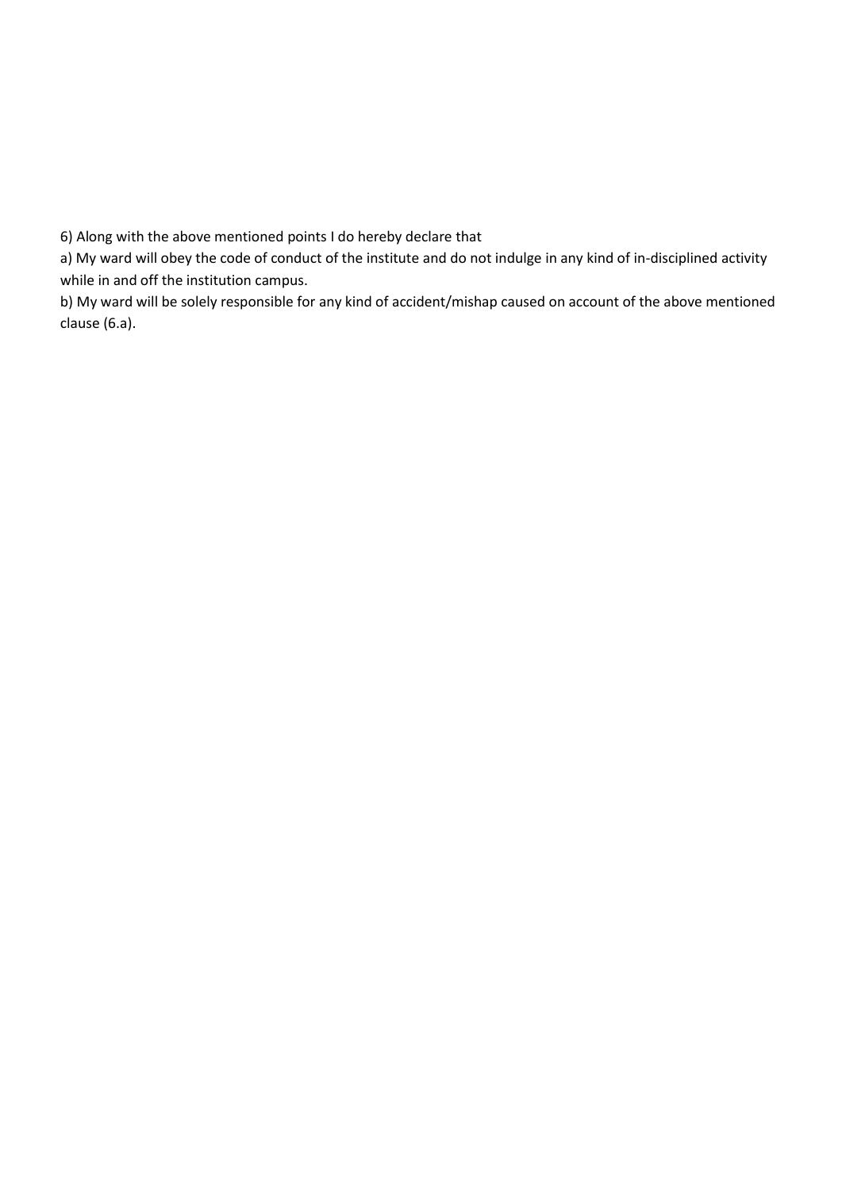6) Along with the above mentioned points I do hereby declare that

a) My ward will obey the code of conduct of the institute and do not indulge in any kind of in-disciplined activity while in and off the institution campus.

b) My ward will be solely responsible for any kind of accident/mishap caused on account of the above mentioned clause (6.a).